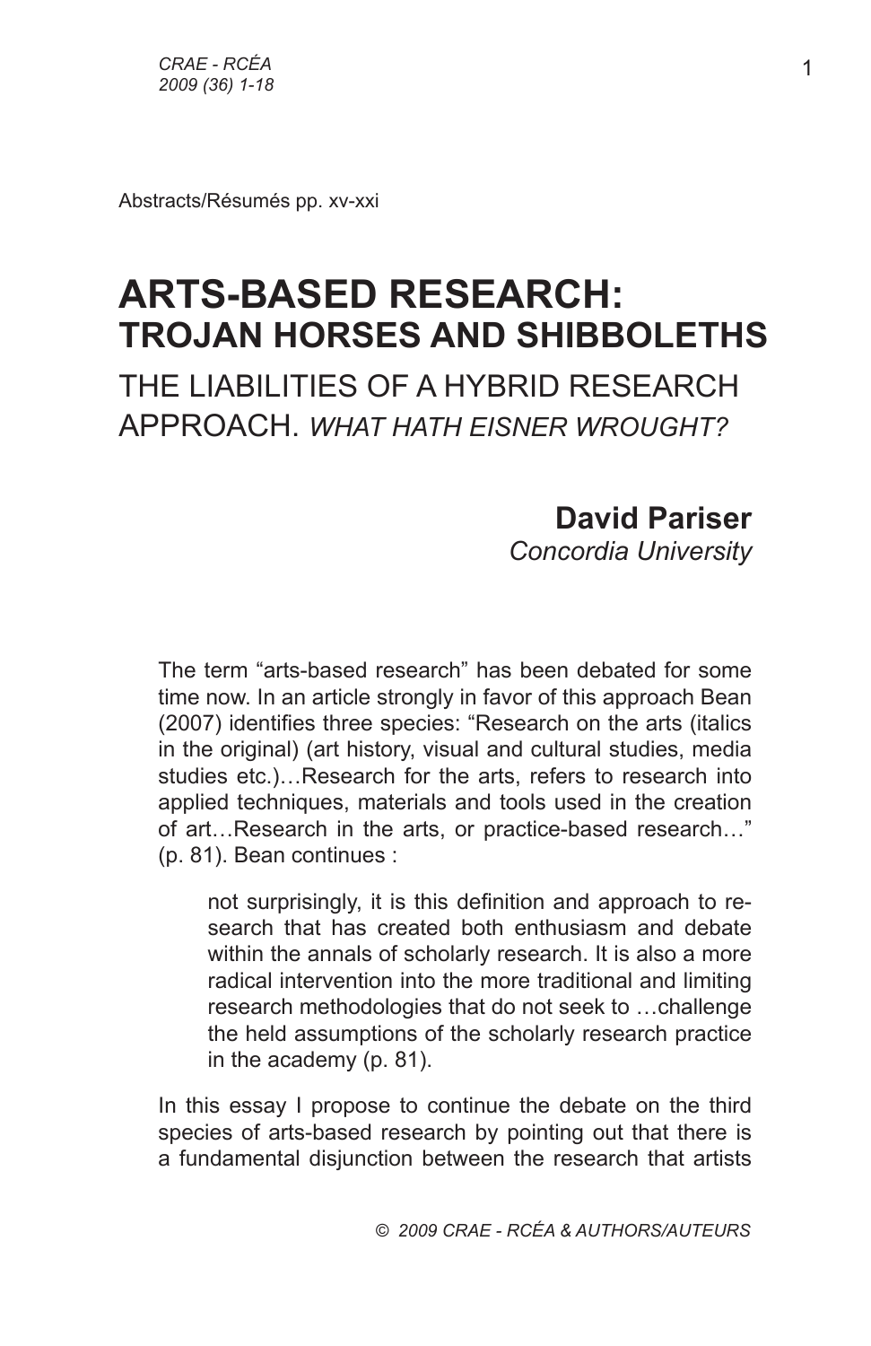Abstracts/Résumés pp. xv-xxi

# ARTS-BASED RESEARCH: TROJAN HORSES AND SHIBBOLETHS

## THE LIABILITIES OF A HYBRID RESEARCH APPROACH. *WHAT HATH EISNER WROUGHT?*

**David Pariser**
*Concordia University*

The term "arts-based research" has been debated for some time now. In an article strongly in favor of this approach Bean (2007) identifies three species: "Research on the arts (italics in the original) (art history, visual and cultural studies, media studies etc.)…Research for the arts, refers to research into applied techniques, materials and tools used in the creation of art…Research in the arts, or practice-based research…" (p. 81). Bean continues :

> not surprisingly, it is this definition and approach to research that has created both enthusiasm and debate within the annals of scholarly research. It is also a more radical intervention into the more traditional and limiting research methodologies that do not seek to …challenge the held assumptions of the scholarly research practice in the academy (p. 81).

In this essay I propose to continue the debate on the third species of arts-based research by pointing out that there is a fundamental disjunction between the research that artists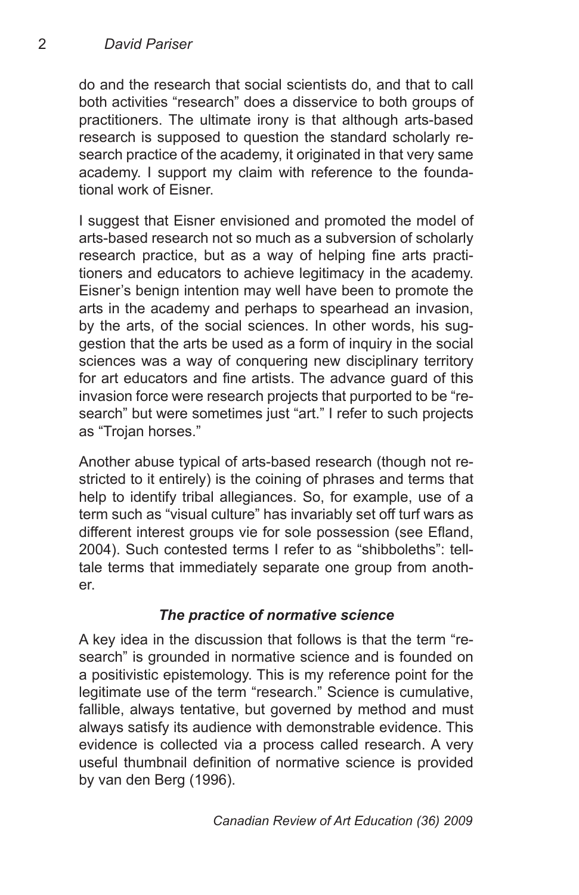do and the research that social scientists do, and that to call both activities "research" does a disservice to both groups of practitioners. The ultimate irony is that although arts-based research is supposed to question the standard scholarly research practice of the academy, it originated in that very same academy. I support my claim with reference to the foundational work of Eisner.

I suggest that Eisner envisioned and promoted the model of arts-based research not so much as a subversion of scholarly research practice, but as a way of helping fine arts practitioners and educators to achieve legitimacy in the academy. Eisner's benign intention may well have been to promote the arts in the academy and perhaps to spearhead an invasion, by the arts, of the social sciences. In other words, his suggestion that the arts be used as a form of inquiry in the social sciences was a way of conquering new disciplinary territory for art educators and fine artists. The advance guard of this invasion force were research projects that purported to be "research" but were sometimes just "art." I refer to such projects as "Trojan horses."

Another abuse typical of arts-based research (though not restricted to it entirely) is the coining of phrases and terms that help to identify tribal allegiances. So, for example, use of a term such as "visual culture" has invariably set off turf wars as different interest groups vie for sole possession (see Efland, 2004). Such contested terms I refer to as "shibboleths": telltale terms that immediately separate one group from another.

### *The practice of normative science*

A key idea in the discussion that follows is that the term "research" is grounded in normative science and is founded on a positivistic epistemology. This is my reference point for the legitimate use of the term "research." Science is cumulative, fallible, always tentative, but governed by method and must always satisfy its audience with demonstrable evidence. This evidence is collected via a process called research. A very useful thumbnail definition of normative science is provided by van den Berg (1996).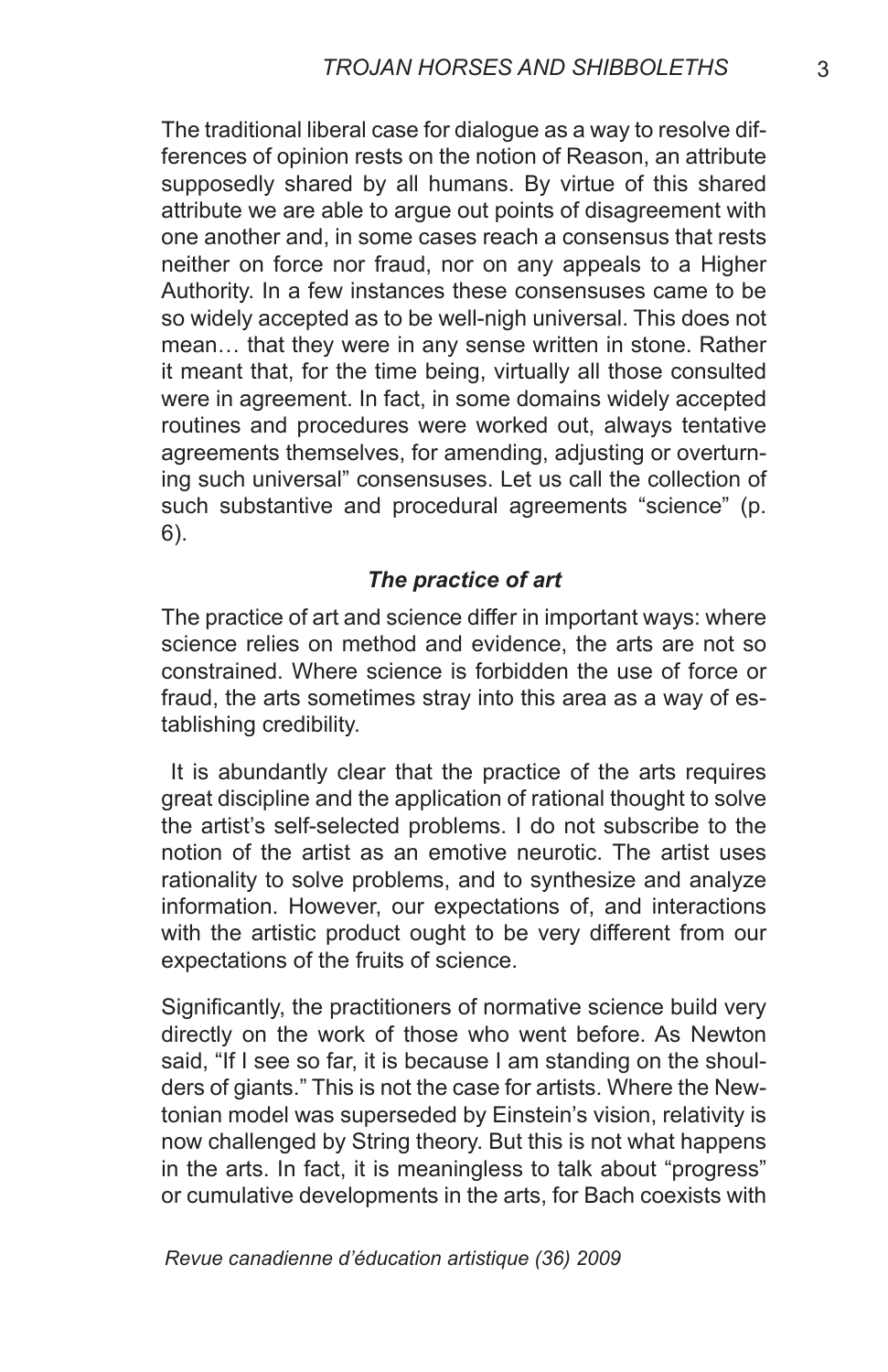The traditional liberal case for dialogue as a way to resolve differences of opinion rests on the notion of Reason, an attribute supposedly shared by all humans. By virtue of this shared attribute we are able to argue out points of disagreement with one another and, in some cases reach a consensus that rests neither on force nor fraud, nor on any appeals to a Higher Authority. In a few instances these consensuses came to be so widely accepted as to be well-nigh universal. This does not mean… that they were in any sense written in stone. Rather it meant that, for the time being, virtually all those consulted were in agreement. In fact, in some domains widely accepted routines and procedures were worked out, always tentative agreements themselves, for amending, adjusting or overturning such universal" consensuses. Let us call the collection of such substantive and procedural agreements "science" (p. 6).

### *The practice of art*

The practice of art and science differ in important ways: where science relies on method and evidence, the arts are not so constrained. Where science is forbidden the use of force or fraud, the arts sometimes stray into this area as a way of establishing credibility.

It is abundantly clear that the practice of the arts requires great discipline and the application of rational thought to solve the artist's self-selected problems. I do not subscribe to the notion of the artist as an emotive neurotic. The artist uses rationality to solve problems, and to synthesize and analyze information. However, our expectations of, and interactions with the artistic product ought to be very different from our expectations of the fruits of science.

Significantly, the practitioners of normative science build very directly on the work of those who went before. As Newton said, "If I see so far, it is because I am standing on the shoulders of giants." This is not the case for artists. Where the Newtonian model was superseded by Einstein's vision, relativity is now challenged by String theory. But this is not what happens in the arts. In fact, it is meaningless to talk about "progress" or cumulative developments in the arts, for Bach coexists with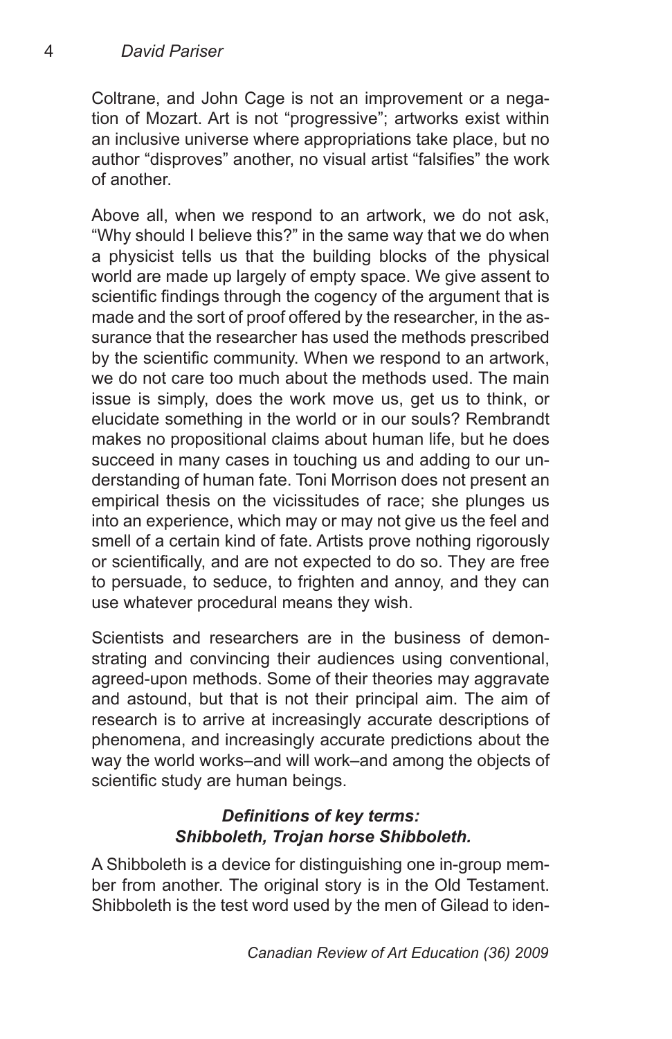Coltrane, and John Cage is not an improvement or a negation of Mozart. Art is not "progressive"; artworks exist within an inclusive universe where appropriations take place, but no author "disproves" another, no visual artist "falsifies" the work of another.

Above all, when we respond to an artwork, we do not ask, "Why should I believe this?" in the same way that we do when a physicist tells us that the building blocks of the physical world are made up largely of empty space. We give assent to scientific findings through the cogency of the argument that is made and the sort of proof offered by the researcher, in the assurance that the researcher has used the methods prescribed by the scientific community. When we respond to an artwork, we do not care too much about the methods used. The main issue is simply, does the work move us, get us to think, or elucidate something in the world or in our souls? Rembrandt makes no propositional claims about human life, but he does succeed in many cases in touching us and adding to our understanding of human fate. Toni Morrison does not present an empirical thesis on the vicissitudes of race; she plunges us into an experience, which may or may not give us the feel and smell of a certain kind of fate. Artists prove nothing rigorously or scientifically, and are not expected to do so. They are free to persuade, to seduce, to frighten and annoy, and they can use whatever procedural means they wish.

Scientists and researchers are in the business of demonstrating and convincing their audiences using conventional, agreed-upon methods. Some of their theories may aggravate and astound, but that is not their principal aim. The aim of research is to arrive at increasingly accurate descriptions of phenomena, and increasingly accurate predictions about the way the world works–and will work–and among the objects of scientific study are human beings.

### *Definitions of key terms: Shibboleth, Trojan horse Shibboleth.*

A Shibboleth is a device for distinguishing one in-group member from another. The original story is in the Old Testament. Shibboleth is the test word used by the men of Gilead to iden-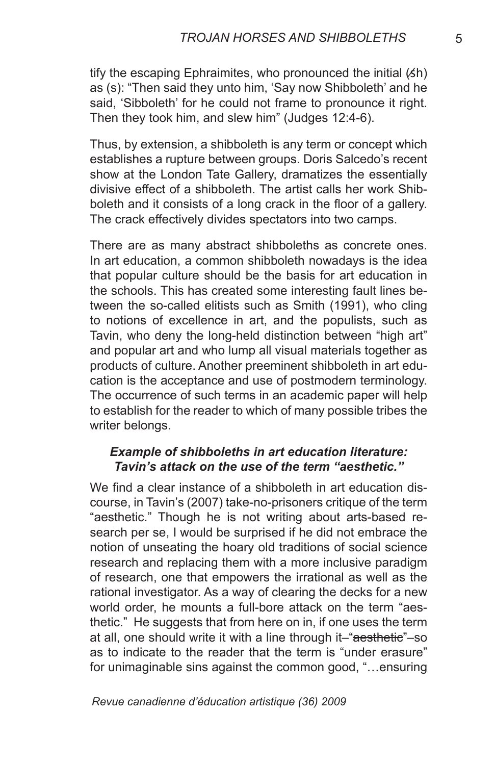tify the escaping Ephraimites, who pronounced the initial (ʃh) as (s): “Then said they unto him, ‘Say now Shibboleth’ and he said, ‘Sibboleth’ for he could not frame to pronounce it right. Then they took him, and slew him” (Judges 12:4-6).

Thus, by extension, a shibboleth is any term or concept which establishes a rupture between groups. Doris Salcedo’s recent show at the London Tate Gallery, dramatizes the essentially divisive effect of a shibboleth. The artist calls her work Shibboleth and it consists of a long crack in the floor of a gallery. The crack effectively divides spectators into two camps.

There are as many abstract shibboleths as concrete ones. In art education, a common shibboleth nowadays is the idea that popular culture should be the basis for art education in the schools. This has created some interesting fault lines between the so-called elitists such as Smith (1991), who cling to notions of excellence in art, and the populists, such as Tavin, who deny the long-held distinction between “high art” and popular art and who lump all visual materials together as products of culture. Another preeminent shibboleth in art education is the acceptance and use of postmodern terminology. The occurrence of such terms in an academic paper will help to establish for the reader to which of many possible tribes the writer belongs.

### *Example of shibboleths in art education literature: Tavin’s attack on the use of the term “aesthetic.”*

We find a clear instance of a shibboleth in art education discourse, in Tavin’s (2007) take-no-prisoners critique of the term “aesthetic.” Though he is not writing about arts-based research per se, I would be surprised if he did not embrace the notion of unseating the hoary old traditions of social science research and replacing them with a more inclusive paradigm of research, one that empowers the irrational as well as the rational investigator. As a way of clearing the decks for a new world order, he mounts a full-bore attack on the term “aesthetic.” He suggests that from here on in, if one uses the term at all, one should write it with a line through it–“~~aesthetic~~”–so as to indicate to the reader that the term is “under erasure” for unimaginable sins against the common good, “…ensuring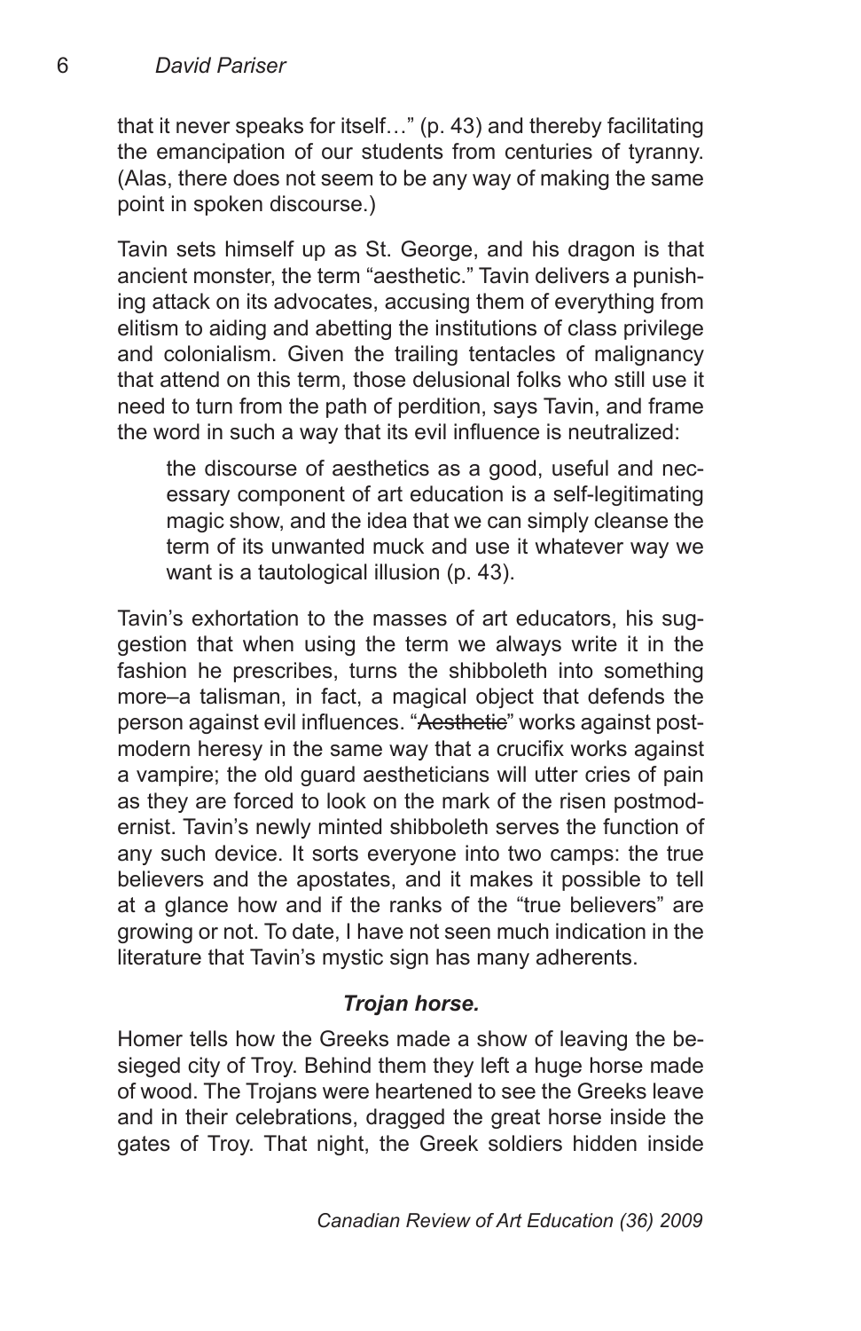that it never speaks for itself…" (p. 43) and thereby facilitating the emancipation of our students from centuries of tyranny. (Alas, there does not seem to be any way of making the same point in spoken discourse.)

Tavin sets himself up as St. George, and his dragon is that ancient monster, the term "aesthetic." Tavin delivers a punishing attack on its advocates, accusing them of everything from elitism to aiding and abetting the institutions of class privilege and colonialism. Given the trailing tentacles of malignancy that attend on this term, those delusional folks who still use it need to turn from the path of perdition, says Tavin, and frame the word in such a way that its evil influence is neutralized:

> the discourse of aesthetics as a good, useful and necessary component of art education is a self-legitimating magic show, and the idea that we can simply cleanse the term of its unwanted muck and use it whatever way we want is a tautological illusion (p. 43).

Tavin's exhortation to the masses of art educators, his suggestion that when using the term we always write it in the fashion he prescribes, turns the shibboleth into something more–a talisman, in fact, a magical object that defends the person against evil influences. "~~Aesthetic~~" works against postmodern heresy in the same way that a crucifix works against a vampire; the old guard aestheticians will utter cries of pain as they are forced to look on the mark of the risen postmodernist. Tavin's newly minted shibboleth serves the function of any such device. It sorts everyone into two camps: the true believers and the apostates, and it makes it possible to tell at a glance how and if the ranks of the "true believers" are growing or not. To date, I have not seen much indication in the literature that Tavin's mystic sign has many adherents.

***Trojan horse.***

Homer tells how the Greeks made a show of leaving the besieged city of Troy. Behind them they left a huge horse made of wood. The Trojans were heartened to see the Greeks leave and in their celebrations, dragged the great horse inside the gates of Troy. That night, the Greek soldiers hidden inside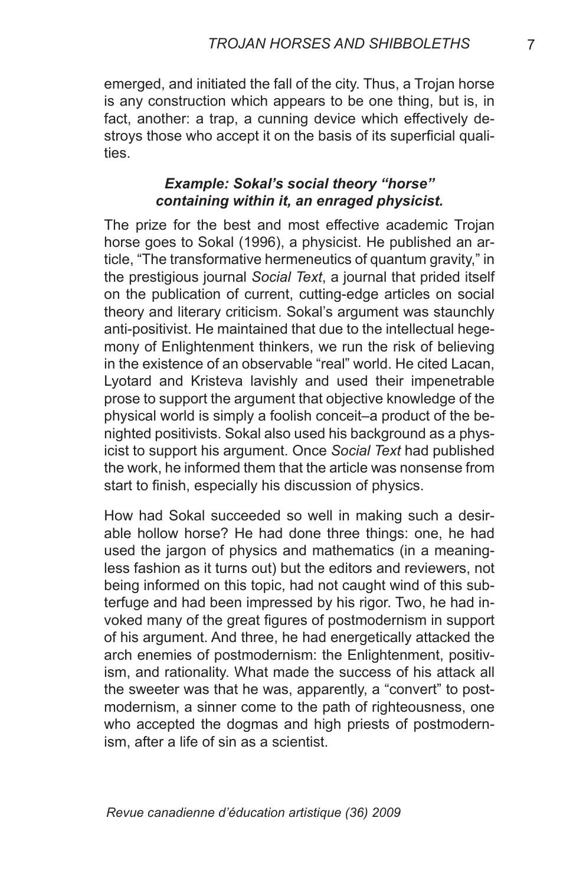emerged, and initiated the fall of the city. Thus, a Trojan horse is any construction which appears to be one thing, but is, in fact, another: a trap, a cunning device which effectively destroys those who accept it on the basis of its superficial qualities.

### *Example: Sokal's social theory "horse" containing within it, an enraged physicist.*

The prize for the best and most effective academic Trojan horse goes to Sokal (1996), a physicist. He published an article, "The transformative hermeneutics of quantum gravity," in the prestigious journal *Social Text*, a journal that prided itself on the publication of current, cutting-edge articles on social theory and literary criticism. Sokal's argument was staunchly anti-positivist. He maintained that due to the intellectual hegemony of Enlightenment thinkers, we run the risk of believing in the existence of an observable "real" world. He cited Lacan, Lyotard and Kristeva lavishly and used their impenetrable prose to support the argument that objective knowledge of the physical world is simply a foolish conceit–a product of the benighted positivists. Sokal also used his background as a physicist to support his argument. Once *Social Text* had published the work, he informed them that the article was nonsense from start to finish, especially his discussion of physics.

How had Sokal succeeded so well in making such a desirable hollow horse? He had done three things: one, he had used the jargon of physics and mathematics (in a meaningless fashion as it turns out) but the editors and reviewers, not being informed on this topic, had not caught wind of this subterfuge and had been impressed by his rigor. Two, he had invoked many of the great figures of postmodernism in support of his argument. And three, he had energetically attacked the arch enemies of postmodernism: the Enlightenment, positivism, and rationality. What made the success of his attack all the sweeter was that he was, apparently, a "convert" to postmodernism, a sinner come to the path of righteousness, one who accepted the dogmas and high priests of postmodernism, after a life of sin as a scientist.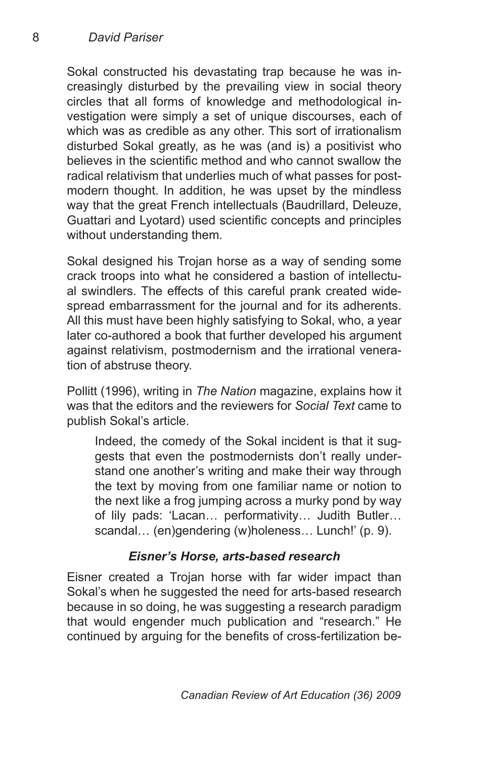Sokal constructed his devastating trap because he was increasingly disturbed by the prevailing view in social theory circles that all forms of knowledge and methodological investigation were simply a set of unique discourses, each of which was as credible as any other. This sort of irrationalism disturbed Sokal greatly, as he was (and is) a positivist who believes in the scientific method and who cannot swallow the radical relativism that underlies much of what passes for postmodern thought. In addition, he was upset by the mindless way that the great French intellectuals (Baudrillard, Deleuze, Guattari and Lyotard) used scientific concepts and principles without understanding them.

Sokal designed his Trojan horse as a way of sending some crack troops into what he considered a bastion of intellectual swindlers. The effects of this careful prank created widespread embarrassment for the journal and for its adherents. All this must have been highly satisfying to Sokal, who, a year later co-authored a book that further developed his argument against relativism, postmodernism and the irrational veneration of abstruse theory.

Pollitt (1996), writing in *The Nation* magazine, explains how it was that the editors and the reviewers for *Social Text* came to publish Sokal's article.

> Indeed, the comedy of the Sokal incident is that it suggests that even the postmodernists don't really understand one another's writing and make their way through the text by moving from one familiar name or notion to the next like a frog jumping across a murky pond by way of lily pads: 'Lacan… performativity… Judith Butler… scandal… (en)gendering (w)holeness… Lunch!' (p. 9).

### *Eisner's Horse, arts-based research*

Eisner created a Trojan horse with far wider impact than Sokal's when he suggested the need for arts-based research because in so doing, he was suggesting a research paradigm that would engender much publication and "research." He continued by arguing for the benefits of cross-fertilization be-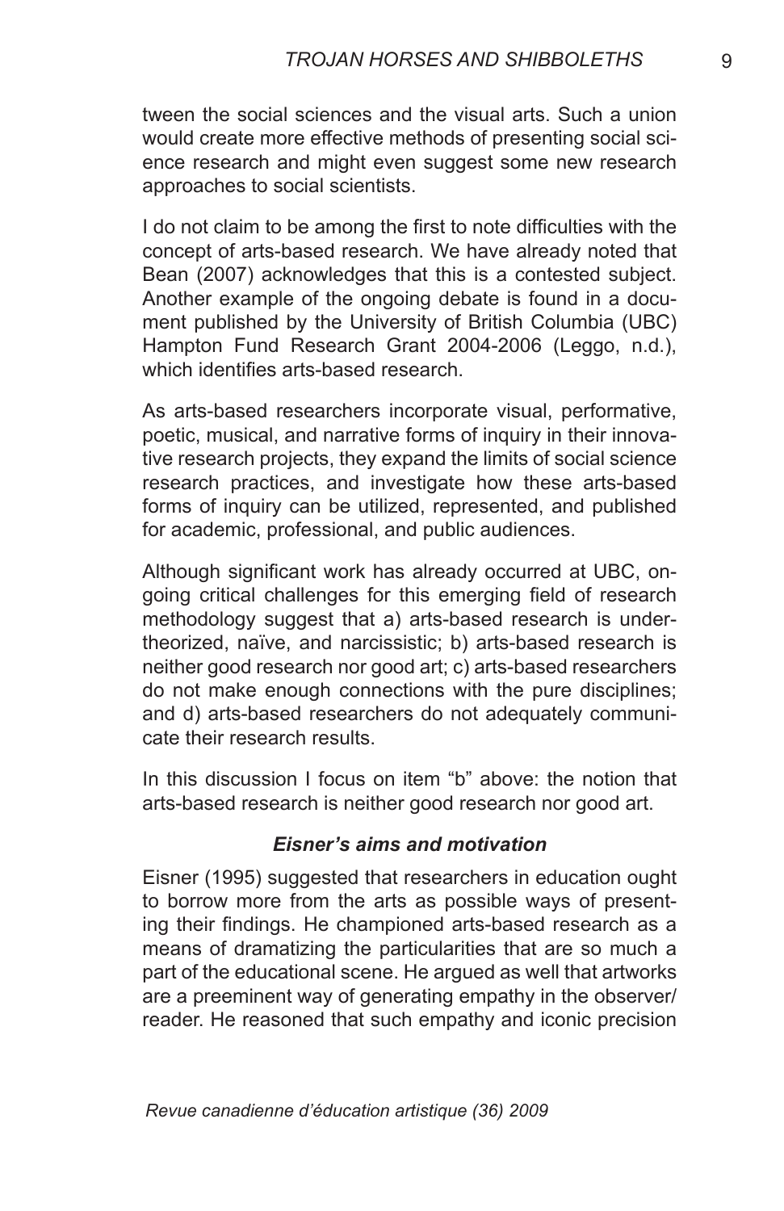tween the social sciences and the visual arts. Such a union would create more effective methods of presenting social science research and might even suggest some new research approaches to social scientists.

I do not claim to be among the first to note difficulties with the concept of arts-based research. We have already noted that Bean (2007) acknowledges that this is a contested subject. Another example of the ongoing debate is found in a document published by the University of British Columbia (UBC) Hampton Fund Research Grant 2004-2006 (Leggo, n.d.), which identifies arts-based research.

> As arts-based researchers incorporate visual, performative, poetic, musical, and narrative forms of inquiry in their innovative research projects, they expand the limits of social science research practices, and investigate how these arts-based forms of inquiry can be utilized, represented, and published for academic, professional, and public audiences.
>
> Although significant work has already occurred at UBC, ongoing critical challenges for this emerging field of research methodology suggest that a) arts-based research is undertheorized, naïve, and narcissistic; b) arts-based research is neither good research nor good art; c) arts-based researchers do not make enough connections with the pure disciplines; and d) arts-based researchers do not adequately communicate their research results.

In this discussion I focus on item "b" above: the notion that arts-based research is neither good research nor good art.

### *Eisner's aims and motivation*

Eisner (1995) suggested that researchers in education ought to borrow more from the arts as possible ways of presenting their findings. He championed arts-based research as a means of dramatizing the particularities that are so much a part of the educational scene. He argued as well that artworks are a preeminent way of generating empathy in the observer/reader. He reasoned that such empathy and iconic precision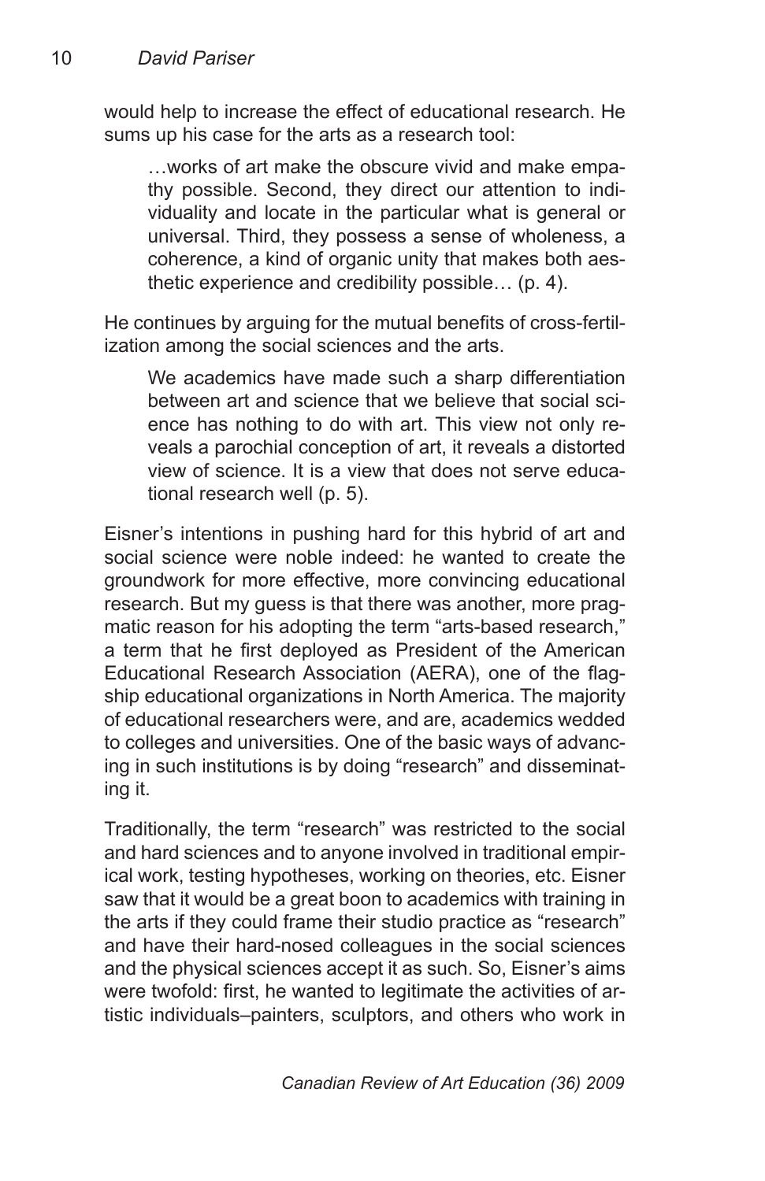would help to increase the effect of educational research. He sums up his case for the arts as a research tool:

> …works of art make the obscure vivid and make empathy possible. Second, they direct our attention to individuality and locate in the particular what is general or universal. Third, they possess a sense of wholeness, a coherence, a kind of organic unity that makes both aesthetic experience and credibility possible… (p. 4).

He continues by arguing for the mutual benefits of cross-fertilization among the social sciences and the arts.

> We academics have made such a sharp differentiation between art and science that we believe that social science has nothing to do with art. This view not only reveals a parochial conception of art, it reveals a distorted view of science. It is a view that does not serve educational research well (p. 5).

Eisner's intentions in pushing hard for this hybrid of art and social science were noble indeed: he wanted to create the groundwork for more effective, more convincing educational research. But my guess is that there was another, more pragmatic reason for his adopting the term "arts-based research," a term that he first deployed as President of the American Educational Research Association (AERA), one of the flagship educational organizations in North America. The majority of educational researchers were, and are, academics wedded to colleges and universities. One of the basic ways of advancing in such institutions is by doing "research" and disseminating it.

Traditionally, the term "research" was restricted to the social and hard sciences and to anyone involved in traditional empirical work, testing hypotheses, working on theories, etc. Eisner saw that it would be a great boon to academics with training in the arts if they could frame their studio practice as "research" and have their hard-nosed colleagues in the social sciences and the physical sciences accept it as such. So, Eisner's aims were twofold: first, he wanted to legitimate the activities of artistic individuals–painters, sculptors, and others who work in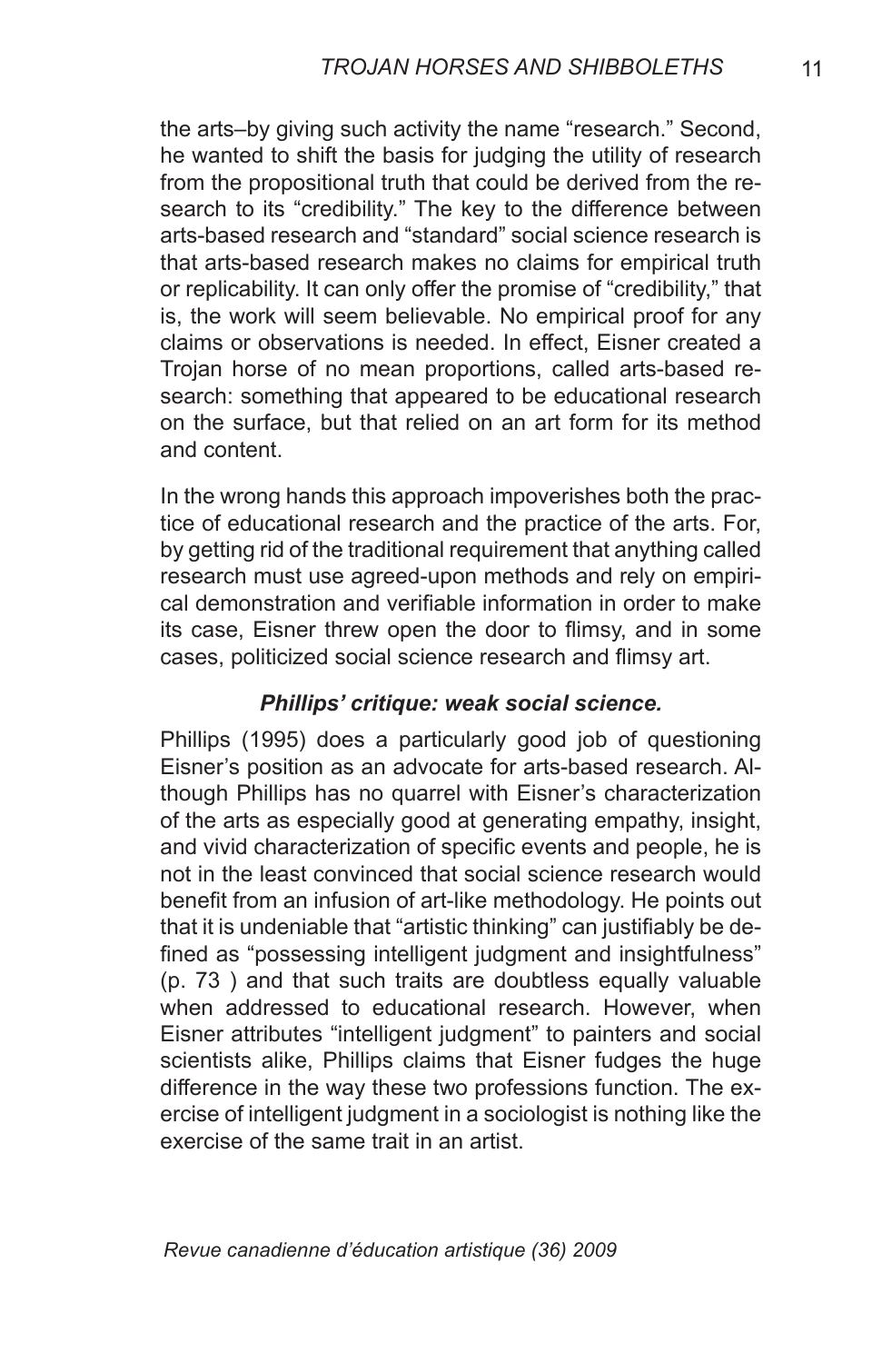the arts–by giving such activity the name "research." Second, he wanted to shift the basis for judging the utility of research from the propositional truth that could be derived from the research to its "credibility." The key to the difference between arts-based research and "standard" social science research is that arts-based research makes no claims for empirical truth or replicability. It can only offer the promise of "credibility," that is, the work will seem believable. No empirical proof for any claims or observations is needed. In effect, Eisner created a Trojan horse of no mean proportions, called arts-based research: something that appeared to be educational research on the surface, but that relied on an art form for its method and content.

In the wrong hands this approach impoverishes both the practice of educational research and the practice of the arts. For, by getting rid of the traditional requirement that anything called research must use agreed-upon methods and rely on empirical demonstration and verifiable information in order to make its case, Eisner threw open the door to flimsy, and in some cases, politicized social science research and flimsy art.

### *Phillips' critique: weak social science.*

Phillips (1995) does a particularly good job of questioning Eisner's position as an advocate for arts-based research. Although Phillips has no quarrel with Eisner's characterization of the arts as especially good at generating empathy, insight, and vivid characterization of specific events and people, he is not in the least convinced that social science research would benefit from an infusion of art-like methodology. He points out that it is undeniable that "artistic thinking" can justifiably be defined as "possessing intelligent judgment and insightfulness" (p. 73 ) and that such traits are doubtless equally valuable when addressed to educational research. However, when Eisner attributes "intelligent judgment" to painters and social scientists alike, Phillips claims that Eisner fudges the huge difference in the way these two professions function. The exercise of intelligent judgment in a sociologist is nothing like the exercise of the same trait in an artist.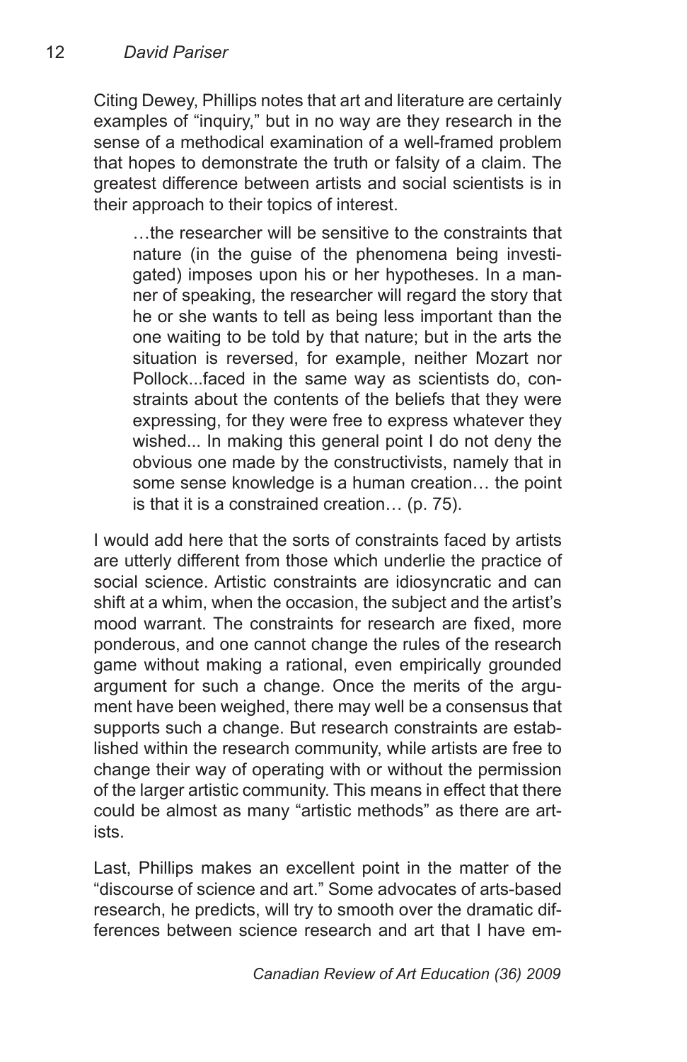Citing Dewey, Phillips notes that art and literature are certainly examples of "inquiry," but in no way are they research in the sense of a methodical examination of a well-framed problem that hopes to demonstrate the truth or falsity of a claim. The greatest difference between artists and social scientists is in their approach to their topics of interest.

> …the researcher will be sensitive to the constraints that nature (in the guise of the phenomena being investigated) imposes upon his or her hypotheses. In a manner of speaking, the researcher will regard the story that he or she wants to tell as being less important than the one waiting to be told by that nature; but in the arts the situation is reversed, for example, neither Mozart nor Pollock...faced in the same way as scientists do, constraints about the contents of the beliefs that they were expressing, for they were free to express whatever they wished... In making this general point I do not deny the obvious one made by the constructivists, namely that in some sense knowledge is a human creation… the point is that it is a constrained creation… (p. 75).

I would add here that the sorts of constraints faced by artists are utterly different from those which underlie the practice of social science. Artistic constraints are idiosyncratic and can shift at a whim, when the occasion, the subject and the artist's mood warrant. The constraints for research are fixed, more ponderous, and one cannot change the rules of the research game without making a rational, even empirically grounded argument for such a change. Once the merits of the argument have been weighed, there may well be a consensus that supports such a change. But research constraints are established within the research community, while artists are free to change their way of operating with or without the permission of the larger artistic community. This means in effect that there could be almost as many "artistic methods" as there are artists.

Last, Phillips makes an excellent point in the matter of the "discourse of science and art." Some advocates of arts-based research, he predicts, will try to smooth over the dramatic differences between science research and art that I have em-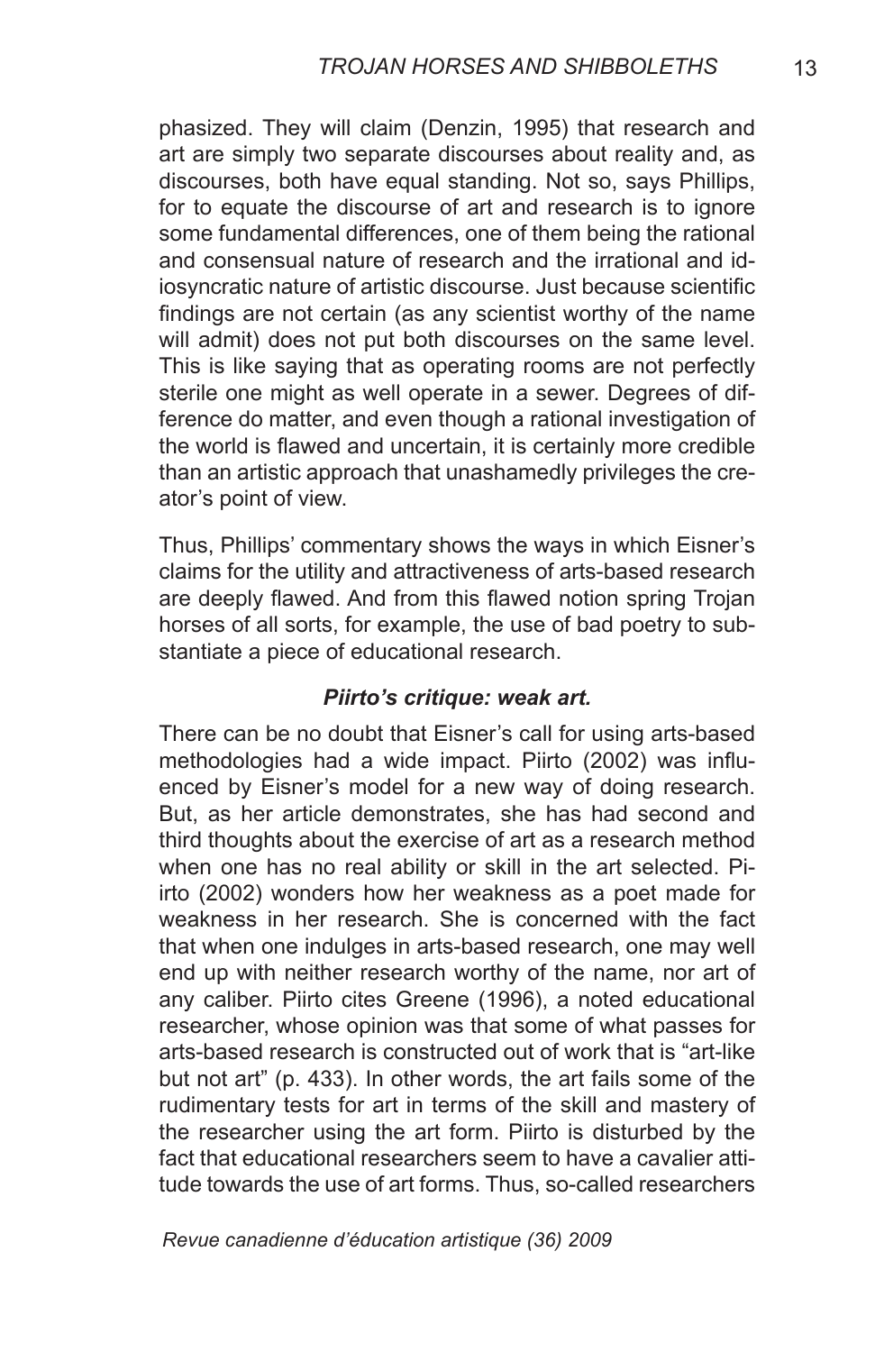phasized. They will claim (Denzin, 1995) that research and art are simply two separate discourses about reality and, as discourses, both have equal standing. Not so, says Phillips, for to equate the discourse of art and research is to ignore some fundamental differences, one of them being the rational and consensual nature of research and the irrational and idiosyncratic nature of artistic discourse. Just because scientific findings are not certain (as any scientist worthy of the name will admit) does not put both discourses on the same level. This is like saying that as operating rooms are not perfectly sterile one might as well operate in a sewer. Degrees of difference do matter, and even though a rational investigation of the world is flawed and uncertain, it is certainly more credible than an artistic approach that unashamedly privileges the creator's point of view.

Thus, Phillips' commentary shows the ways in which Eisner's claims for the utility and attractiveness of arts-based research are deeply flawed. And from this flawed notion spring Trojan horses of all sorts, for example, the use of bad poetry to substantiate a piece of educational research.

### *Piirto's critique: weak art.*

There can be no doubt that Eisner's call for using arts-based methodologies had a wide impact. Piirto (2002) was influenced by Eisner's model for a new way of doing research. But, as her article demonstrates, she has had second and third thoughts about the exercise of art as a research method when one has no real ability or skill in the art selected. Piirto (2002) wonders how her weakness as a poet made for weakness in her research. She is concerned with the fact that when one indulges in arts-based research, one may well end up with neither research worthy of the name, nor art of any caliber. Piirto cites Greene (1996), a noted educational researcher, whose opinion was that some of what passes for arts-based research is constructed out of work that is "art-like but not art" (p. 433). In other words, the art fails some of the rudimentary tests for art in terms of the skill and mastery of the researcher using the art form. Piirto is disturbed by the fact that educational researchers seem to have a cavalier attitude towards the use of art forms. Thus, so-called researchers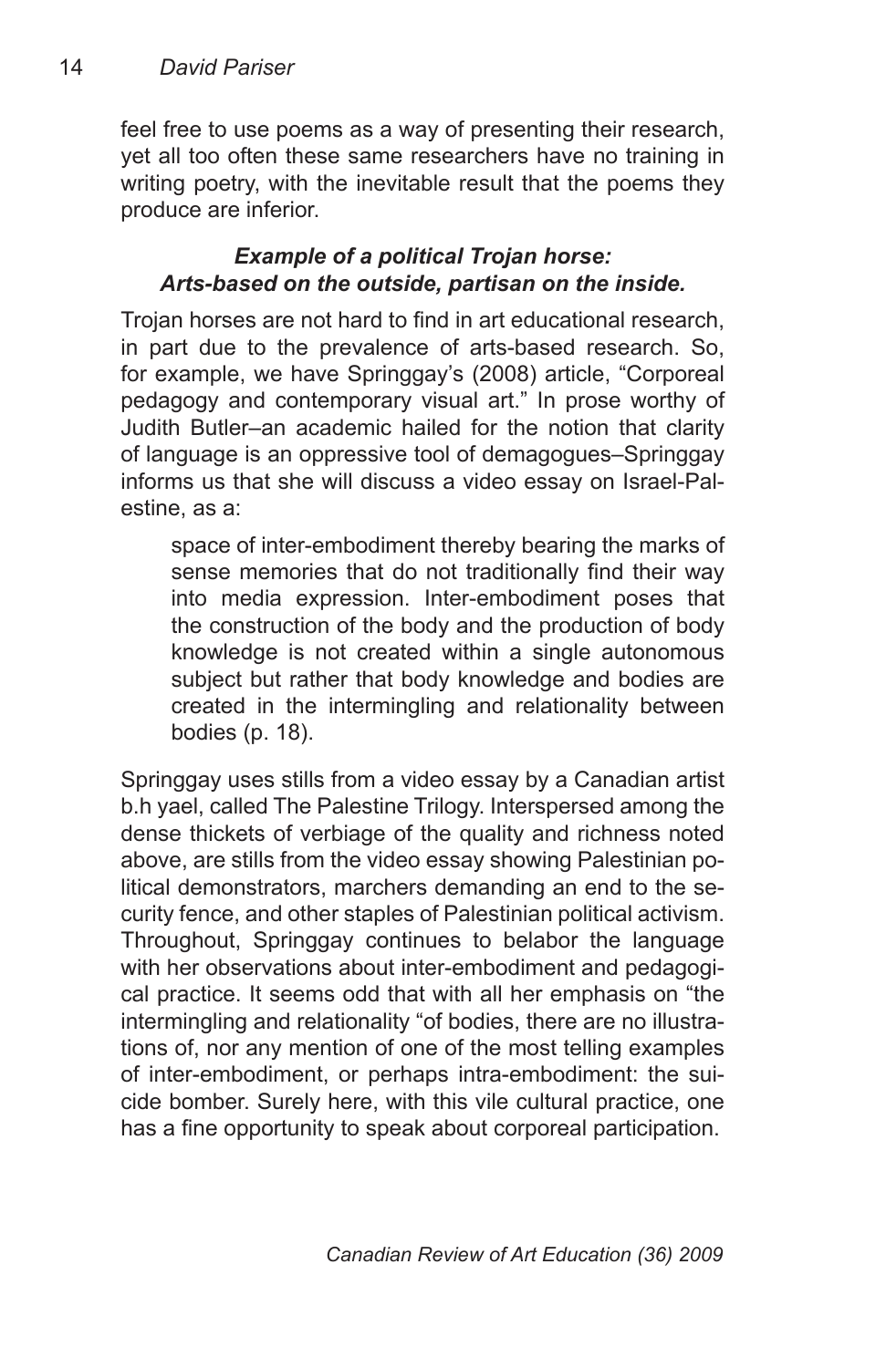feel free to use poems as a way of presenting their research, yet all too often these same researchers have no training in writing poetry, with the inevitable result that the poems they produce are inferior.

### *Example of a political Trojan horse: Arts-based on the outside, partisan on the inside.*

Trojan horses are not hard to find in art educational research, in part due to the prevalence of arts-based research. So, for example, we have Springgay's (2008) article, "Corporeal pedagogy and contemporary visual art." In prose worthy of Judith Butler–an academic hailed for the notion that clarity of language is an oppressive tool of demagogues–Springgay informs us that she will discuss a video essay on Israel-Palestine, as a:

> space of inter-embodiment thereby bearing the marks of sense memories that do not traditionally find their way into media expression. Inter-embodiment poses that the construction of the body and the production of body knowledge is not created within a single autonomous subject but rather that body knowledge and bodies are created in the intermingling and relationality between bodies (p. 18).

Springgay uses stills from a video essay by a Canadian artist b.h yael, called The Palestine Trilogy. Interspersed among the dense thickets of verbiage of the quality and richness noted above, are stills from the video essay showing Palestinian political demonstrators, marchers demanding an end to the security fence, and other staples of Palestinian political activism. Throughout, Springgay continues to belabor the language with her observations about inter-embodiment and pedagogical practice. It seems odd that with all her emphasis on "the intermingling and relationality "of bodies, there are no illustrations of, nor any mention of one of the most telling examples of inter-embodiment, or perhaps intra-embodiment: the suicide bomber. Surely here, with this vile cultural practice, one has a fine opportunity to speak about corporeal participation.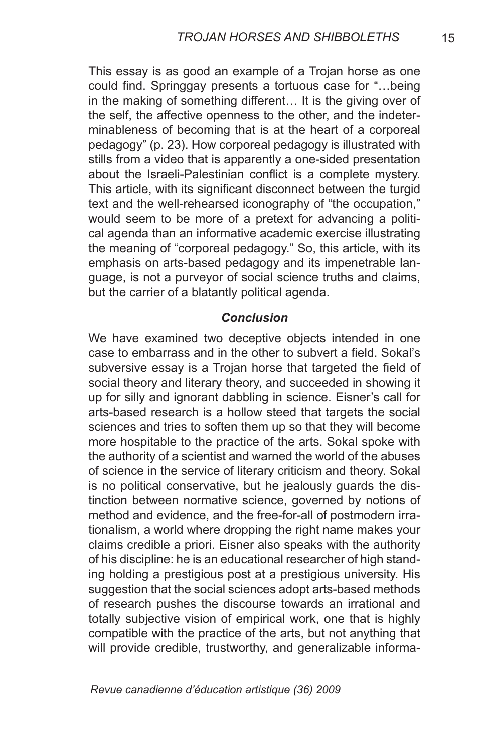This essay is as good an example of a Trojan horse as one could find. Springgay presents a tortuous case for "…being in the making of something different… It is the giving over of the self, the affective openness to the other, and the indeterminableness of becoming that is at the heart of a corporeal pedagogy" (p. 23). How corporeal pedagogy is illustrated with stills from a video that is apparently a one-sided presentation about the Israeli-Palestinian conflict is a complete mystery. This article, with its significant disconnect between the turgid text and the well-rehearsed iconography of "the occupation," would seem to be more of a pretext for advancing a political agenda than an informative academic exercise illustrating the meaning of "corporeal pedagogy." So, this article, with its emphasis on arts-based pedagogy and its impenetrable language, is not a purveyor of social science truths and claims, but the carrier of a blatantly political agenda.

### *Conclusion*

We have examined two deceptive objects intended in one case to embarrass and in the other to subvert a field. Sokal's subversive essay is a Trojan horse that targeted the field of social theory and literary theory, and succeeded in showing it up for silly and ignorant dabbling in science. Eisner's call for arts-based research is a hollow steed that targets the social sciences and tries to soften them up so that they will become more hospitable to the practice of the arts. Sokal spoke with the authority of a scientist and warned the world of the abuses of science in the service of literary criticism and theory. Sokal is no political conservative, but he jealously guards the distinction between normative science, governed by notions of method and evidence, and the free-for-all of postmodern irrationalism, a world where dropping the right name makes your claims credible a priori. Eisner also speaks with the authority of his discipline: he is an educational researcher of high standing holding a prestigious post at a prestigious university. His suggestion that the social sciences adopt arts-based methods of research pushes the discourse towards an irrational and totally subjective vision of empirical work, one that is highly compatible with the practice of the arts, but not anything that will provide credible, trustworthy, and generalizable informa-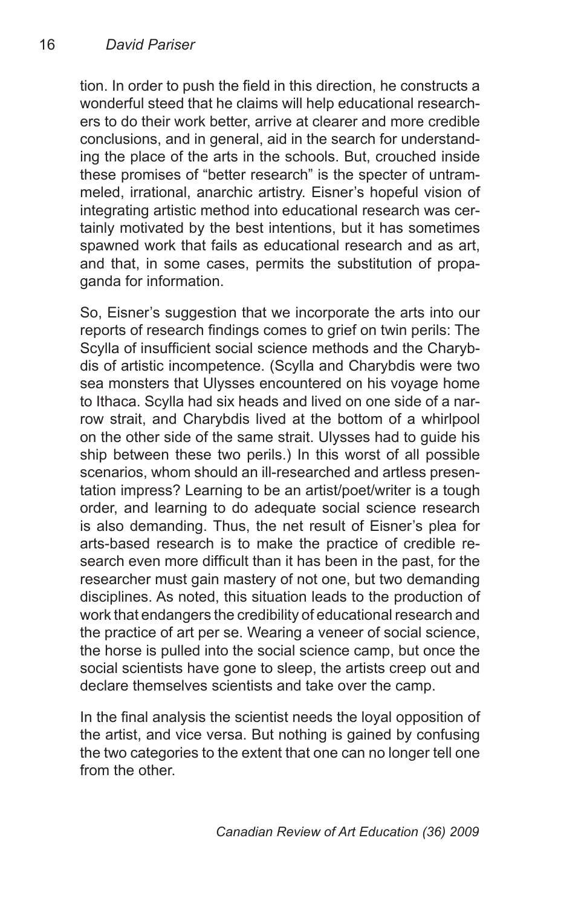tion. In order to push the field in this direction, he constructs a wonderful steed that he claims will help educational researchers to do their work better, arrive at clearer and more credible conclusions, and in general, aid in the search for understanding the place of the arts in the schools. But, crouched inside these promises of "better research" is the specter of untrammeled, irrational, anarchic artistry. Eisner's hopeful vision of integrating artistic method into educational research was certainly motivated by the best intentions, but it has sometimes spawned work that fails as educational research and as art, and that, in some cases, permits the substitution of propaganda for information.

So, Eisner's suggestion that we incorporate the arts into our reports of research findings comes to grief on twin perils: The Scylla of insufficient social science methods and the Charybdis of artistic incompetence. (Scylla and Charybdis were two sea monsters that Ulysses encountered on his voyage home to Ithaca. Scylla had six heads and lived on one side of a narrow strait, and Charybdis lived at the bottom of a whirlpool on the other side of the same strait. Ulysses had to guide his ship between these two perils.) In this worst of all possible scenarios, whom should an ill-researched and artless presentation impress? Learning to be an artist/poet/writer is a tough order, and learning to do adequate social science research is also demanding. Thus, the net result of Eisner's plea for arts-based research is to make the practice of credible research even more difficult than it has been in the past, for the researcher must gain mastery of not one, but two demanding disciplines. As noted, this situation leads to the production of work that endangers the credibility of educational research and the practice of art per se. Wearing a veneer of social science, the horse is pulled into the social science camp, but once the social scientists have gone to sleep, the artists creep out and declare themselves scientists and take over the camp.

In the final analysis the scientist needs the loyal opposition of the artist, and vice versa. But nothing is gained by confusing the two categories to the extent that one can no longer tell one from the other.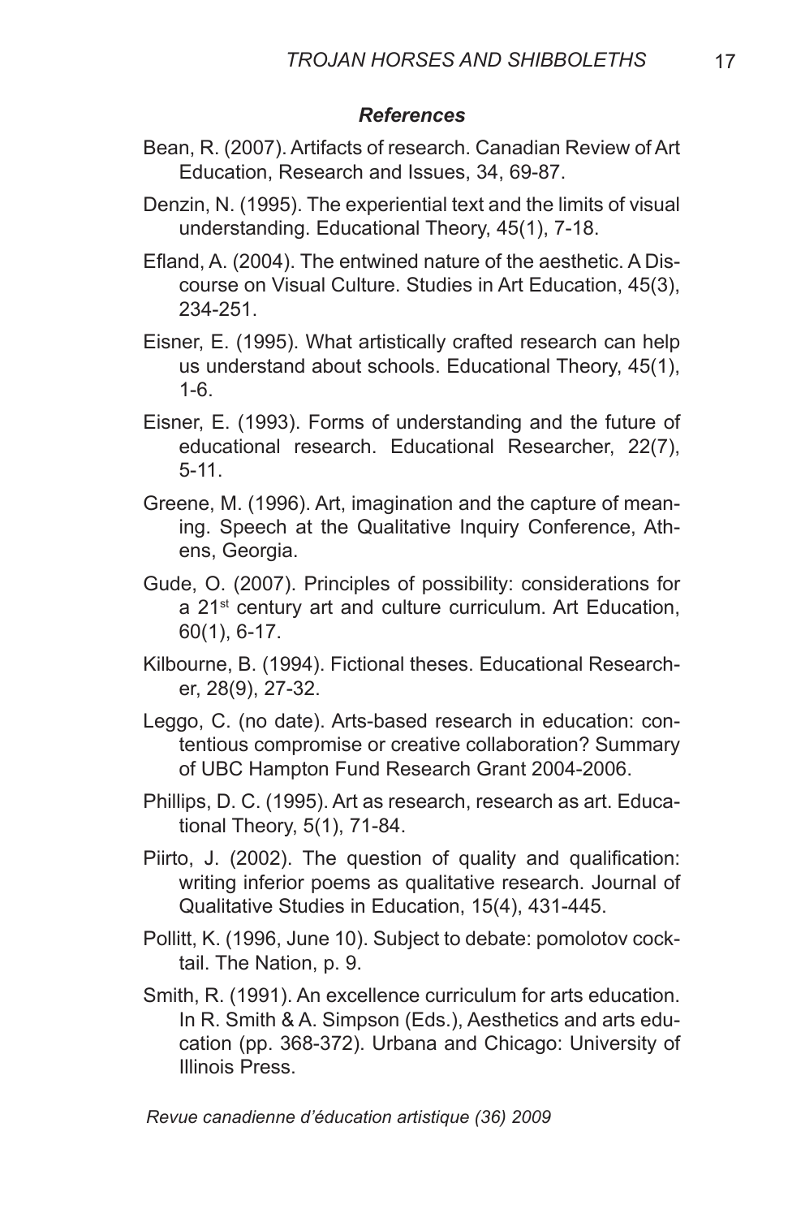### *References*

Bean, R. (2007). Artifacts of research. Canadian Review of Art Education, Research and Issues, 34, 69-87.

Denzin, N. (1995). The experiential text and the limits of visual understanding. Educational Theory, 45(1), 7-18.

Efland, A. (2004). The entwined nature of the aesthetic. A Discourse on Visual Culture. Studies in Art Education, 45(3), 234-251.

Eisner, E. (1995). What artistically crafted research can help us understand about schools. Educational Theory, 45(1), 1-6.

Eisner, E. (1993). Forms of understanding and the future of educational research. Educational Researcher, 22(7), 5-11.

Greene, M. (1996). Art, imagination and the capture of meaning. Speech at the Qualitative Inquiry Conference, Athens, Georgia.

Gude, O. (2007). Principles of possibility: considerations for a 21st century art and culture curriculum. Art Education, 60(1), 6-17.

Kilbourne, B. (1994). Fictional theses. Educational Researcher, 28(9), 27-32.

Leggo, C. (no date). Arts-based research in education: contentious compromise or creative collaboration? Summary of UBC Hampton Fund Research Grant 2004-2006.

Phillips, D. C. (1995). Art as research, research as art. Educational Theory, 5(1), 71-84.

Piirto, J. (2002). The question of quality and qualification: writing inferior poems as qualitative research. Journal of Qualitative Studies in Education, 15(4), 431-445.

Pollitt, K. (1996, June 10). Subject to debate: pomolotov cocktail. The Nation, p. 9.

Smith, R. (1991). An excellence curriculum for arts education. In R. Smith & A. Simpson (Eds.), Aesthetics and arts education (pp. 368-372). Urbana and Chicago: University of Illinois Press.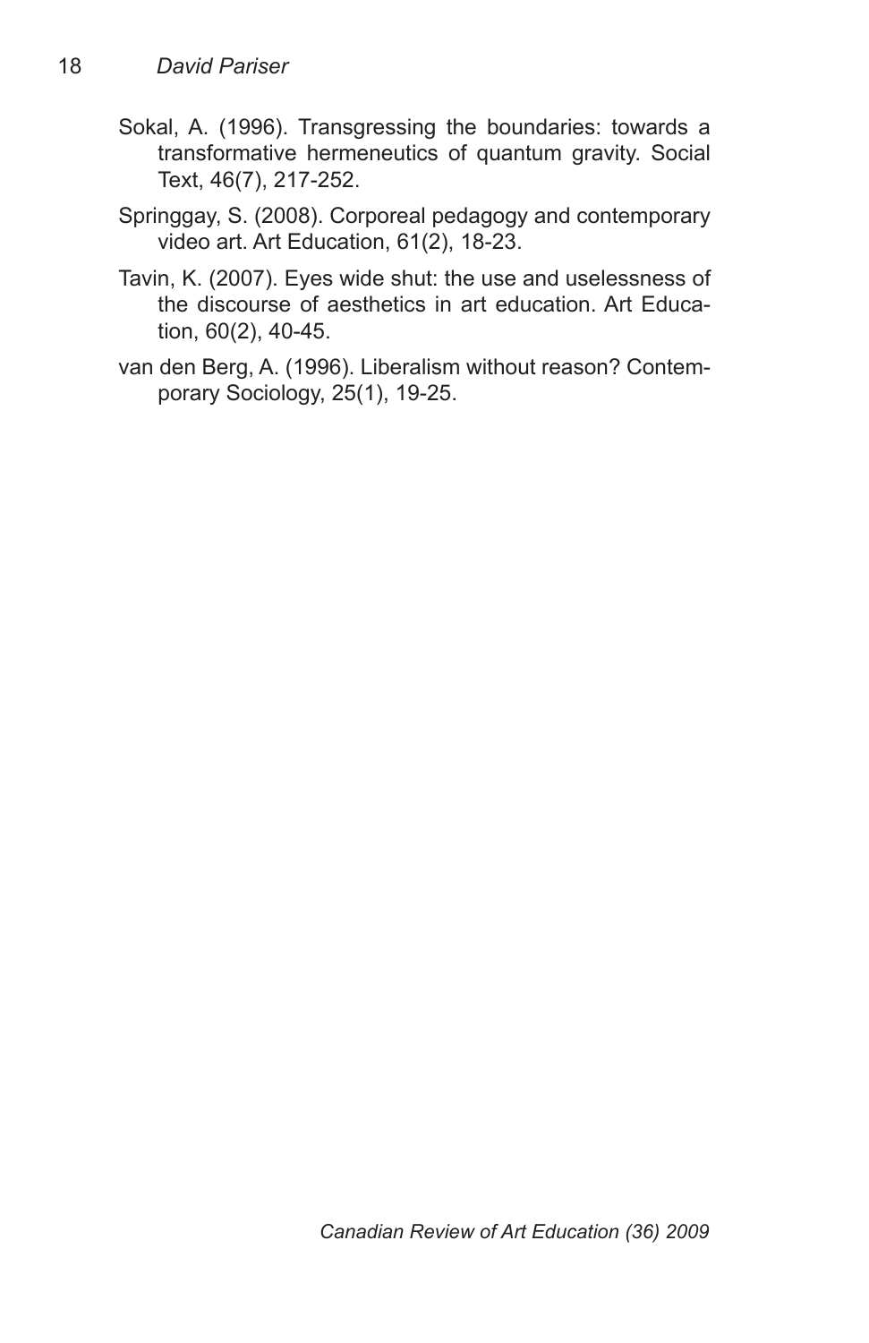Sokal, A. (1996). Transgressing the boundaries: towards a transformative hermeneutics of quantum gravity. Social Text, 46(7), 217-252.

Springgay, S. (2008). Corporeal pedagogy and contemporary video art. Art Education, 61(2), 18-23.

Tavin, K. (2007). Eyes wide shut: the use and uselessness of the discourse of aesthetics in art education. Art Education, 60(2), 40-45.

van den Berg, A. (1996). Liberalism without reason? Contemporary Sociology, 25(1), 19-25.